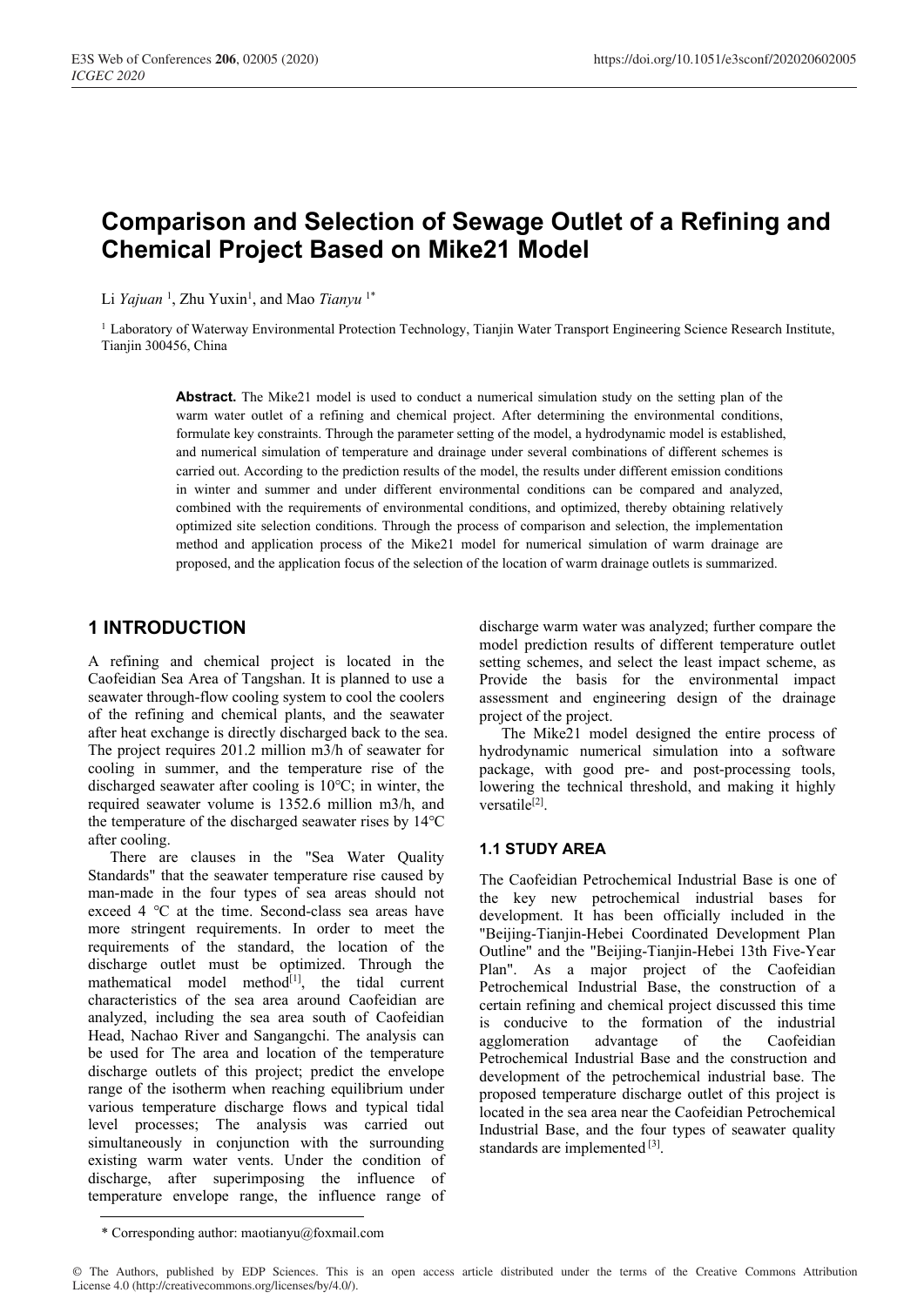# Comparison and Selection of Sewage Outlet of a Refining and Chemical Project Based on Mike21 Model

Li *Yajuan* [1], Zhu Yuxin[1], and Mao *Tianyu* [1*]

[1] Laboratory of Waterway Environmental Protection Technology, Tianjin Water Transport Engineering Science Research Institute, Tianjin 300456, China

**Abstract.** The Mike21 model is used to conduct a numerical simulation study on the setting plan of the warm water outlet of a refining and chemical project. After determining the environmental conditions, formulate key constraints. Through the parameter setting of the model, a hydrodynamic model is established, and numerical simulation of temperature and drainage under several combinations of different schemes is carried out. According to the prediction results of the model, the results under different emission conditions in winter and summer and under different environmental conditions can be compared and analyzed, combined with the requirements of environmental conditions, and optimized, thereby obtaining relatively optimized site selection conditions. Through the process of comparison and selection, the implementation method and application process of the Mike21 model for numerical simulation of warm drainage are proposed, and the application focus of the selection of the location of warm drainage outlets is summarized.

## 1 INTRODUCTION

A refining and chemical project is located in the Caofeidian Sea Area of Tangshan. It is planned to use a seawater through-flow cooling system to cool the coolers of the refining and chemical plants, and the seawater after heat exchange is directly discharged back to the sea. The project requires 201.2 million m3/h of seawater for cooling in summer, and the temperature rise of the discharged seawater after cooling is 10℃; in winter, the required seawater volume is 1352.6 million m3/h, and the temperature of the discharged seawater rises by 14℃ after cooling.

There are clauses in the "Sea Water Quality Standards" that the seawater temperature rise caused by man-made in the four types of sea areas should not exceed 4 ℃ at the time. Second-class sea areas have more stringent requirements. In order to meet the requirements of the standard, the location of the discharge outlet must be optimized. Through the mathematical model method[1], the tidal current characteristics of the sea area around Caofeidian are analyzed, including the sea area south of Caofeidian Head, Nachao River and Sangangchi. The analysis can be used for The area and location of the temperature discharge outlets of this project; predict the envelope range of the isotherm when reaching equilibrium under various temperature discharge flows and typical tidal level processes; The analysis was carried out simultaneously in conjunction with the surrounding existing warm water vents. Under the condition of discharge, after superimposing the influence of temperature envelope range, the influence range of discharge warm water was analyzed; further compare the model prediction results of different temperature outlet setting schemes, and select the least impact scheme, as Provide the basis for the environmental impact assessment and engineering design of the drainage project of the project.

The Mike21 model designed the entire process of hydrodynamic numerical simulation into a software package, with good pre- and post-processing tools, lowering the technical threshold, and making it highly versatile[2].

### 1.1 STUDY AREA

The Caofeidian Petrochemical Industrial Base is one of the key new petrochemical industrial bases for development. It has been officially included in the "Beijing-Tianjin-Hebei Coordinated Development Plan Outline" and the "Beijing-Tianjin-Hebei 13th Five-Year Plan". As a major project of the Caofeidian Petrochemical Industrial Base, the construction of a certain refining and chemical project discussed this time is conducive to the formation of the industrial agglomeration advantage of the Caofeidian Petrochemical Industrial Base and the construction and development of the petrochemical industrial base. The proposed temperature discharge outlet of this project is located in the sea area near the Caofeidian Petrochemical Industrial Base, and the four types of seawater quality standards are implemented [3].

\* Corresponding author: maotianyu@foxmail.com

© The Authors, published by EDP Sciences. This is an open access article distributed under the terms of the Creative Commons Attribution License 4.0 (http://creativecommons.org/licenses/by/4.0/).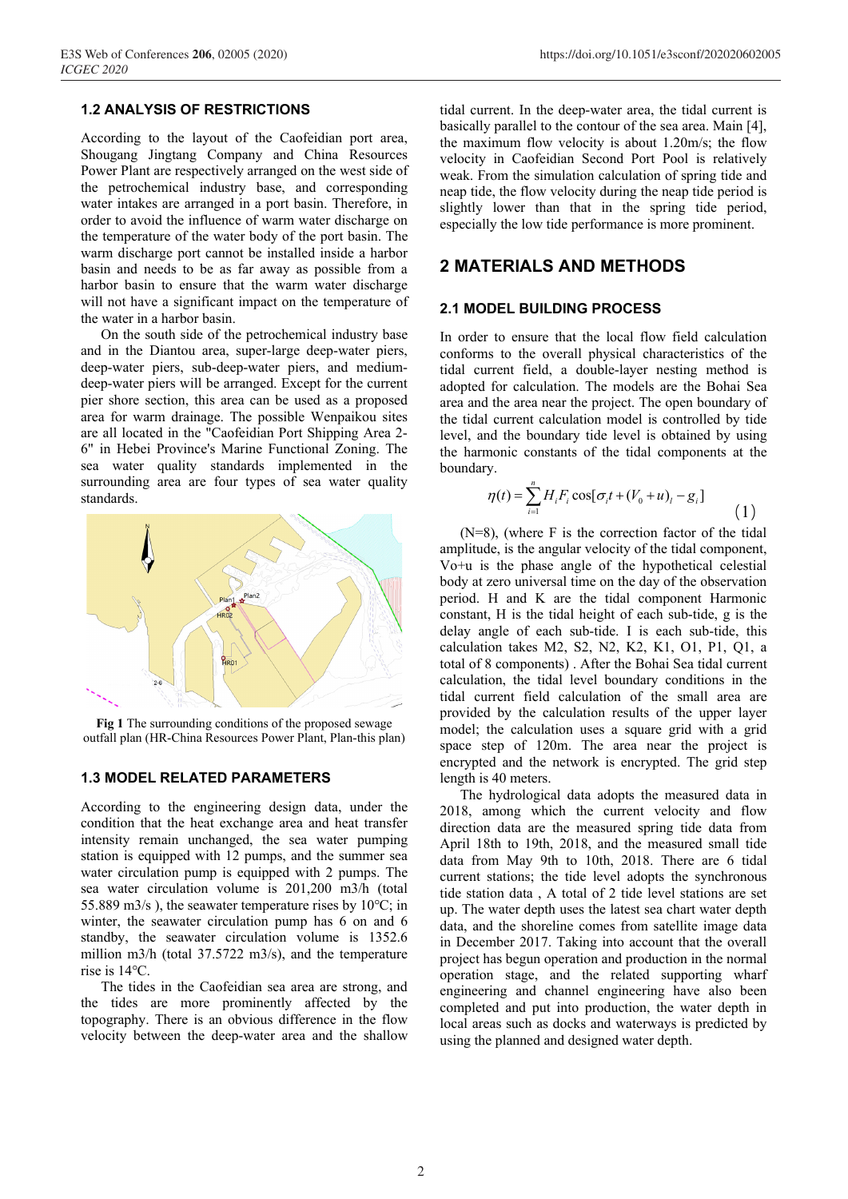### 1.2 ANALYSIS OF RESTRICTIONS

According to the layout of the Caofeidian port area, Shougang Jingtang Company and China Resources Power Plant are respectively arranged on the west side of the petrochemical industry base, and corresponding water intakes are arranged in a port basin. Therefore, in order to avoid the influence of warm water discharge on the temperature of the water body of the port basin. The warm discharge port cannot be installed inside a harbor basin and needs to be as far away as possible from a harbor basin to ensure that the warm water discharge will not have a significant impact on the temperature of the water in a harbor basin.

On the south side of the petrochemical industry base and in the Diantou area, super-large deep-water piers, deep-water piers, sub-deep-water piers, and medium-deep-water piers will be arranged. Except for the current pier shore section, this area can be used as a proposed area for warm drainage. The possible Wenpaikou sites are all located in the "Caofeidian Port Shipping Area 2-6" in Hebei Province's Marine Functional Zoning. The sea water quality standards implemented in the surrounding area are four types of sea water quality standards.

**Fig 1** The surrounding conditions of the proposed sewage outfall plan (HR-China Resources Power Plant, Plan-this plan)

### 1.3 MODEL RELATED PARAMETERS

According to the engineering design data, under the condition that the heat exchange area and heat transfer intensity remain unchanged, the sea water pumping station is equipped with 12 pumps, and the summer sea water circulation pump is equipped with 2 pumps. The sea water circulation volume is 201,200 m3/h (total 55.889 m3/s ), the seawater temperature rises by 10℃; in winter, the seawater circulation pump has 6 on and 6 standby, the seawater circulation volume is 1352.6 million m3/h (total 37.5722 m3/s), and the temperature rise is 14℃.

The tides in the Caofeidian sea area are strong, and the tides are more prominently affected by the topography. There is an obvious difference in the flow velocity between the deep-water area and the shallow tidal current. In the deep-water area, the tidal current is basically parallel to the contour of the sea area. Main [4], the maximum flow velocity is about 1.20m/s; the flow velocity in Caofeidian Second Port Pool is relatively weak. From the simulation calculation of spring tide and neap tide, the flow velocity during the neap tide period is slightly lower than that in the spring tide period, especially the low tide performance is more prominent.

## 2 MATERIALS AND METHODS

### 2.1 MODEL BUILDING PROCESS

In order to ensure that the local flow field calculation conforms to the overall physical characteristics of the tidal current field, a double-layer nesting method is adopted for calculation. The models are the Bohai Sea area and the area near the project. The open boundary of the tidal current calculation model is controlled by tide level, and the boundary tide level is obtained by using the harmonic constants of the tidal components at the boundary.

$$\eta(t) = \sum_{i=1}^{n} H_i F_i \cos[\sigma_i t + (V_0 + u)_i - g_i] \tag{1}$$

(N=8), (where F is the correction factor of the tidal amplitude, is the angular velocity of the tidal component, Vo+u is the phase angle of the hypothetical celestial body at zero universal time on the day of the observation period. H and K are the tidal component Harmonic constant, H is the tidal height of each sub-tide, g is the delay angle of each sub-tide. I is each sub-tide, this calculation takes M2, S2, N2, K2, K1, O1, P1, Q1, a total of 8 components) . After the Bohai Sea tidal current calculation, the tidal level boundary conditions in the tidal current field calculation of the small area are provided by the calculation results of the upper layer model; the calculation uses a square grid with a grid space step of 120m. The area near the project is encrypted and the network is encrypted. The grid step length is 40 meters.

The hydrological data adopts the measured data in 2018, among which the current velocity and flow direction data are the measured spring tide data from April 18th to 19th, 2018, and the measured small tide data from May 9th to 10th, 2018. There are 6 tidal current stations; the tide level adopts the synchronous tide station data , A total of 2 tide level stations are set up. The water depth uses the latest sea chart water depth data, and the shoreline comes from satellite image data in December 2017. Taking into account that the overall project has begun operation and production in the normal operation stage, and the related supporting wharf engineering and channel engineering have also been completed and put into production, the water depth in local areas such as docks and waterways is predicted by using the planned and designed water depth.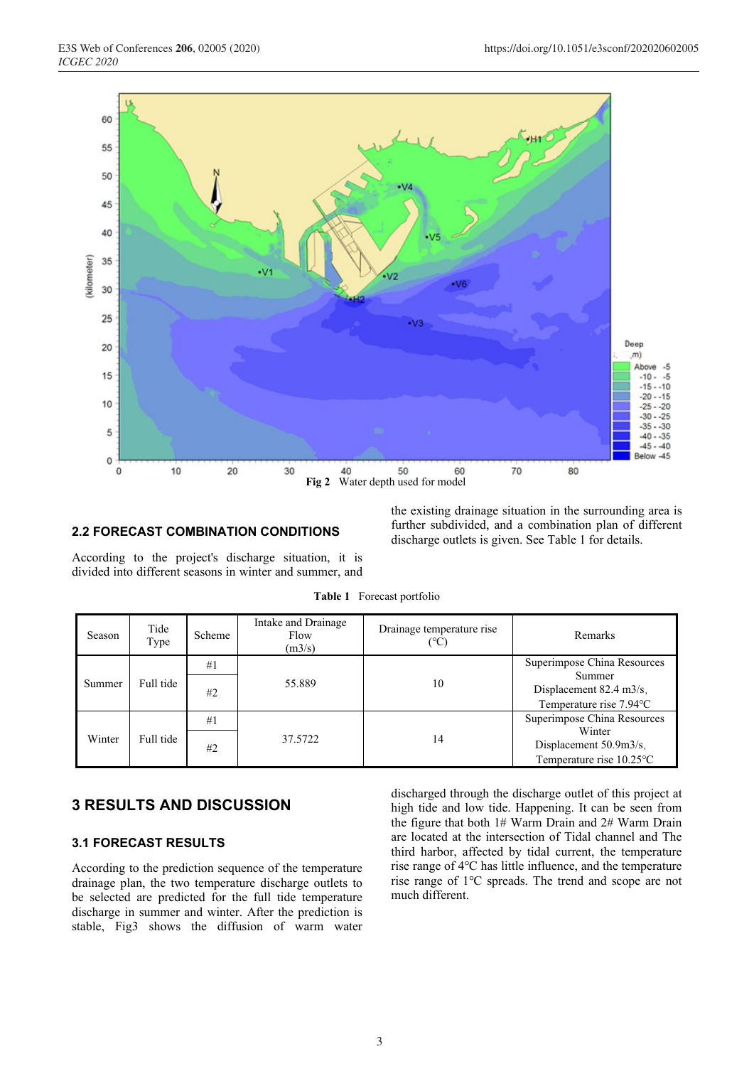Fig 2 Water depth used for model

## 2.2 FORECAST COMBINATION CONDITIONS

According to the project's discharge situation, it is divided into different seasons in winter and summer, and the existing drainage situation in the surrounding area is further subdivided, and a combination plan of different discharge outlets is given. See Table 1 for details.

**Table 1** Forecast portfolio

| Season | Tide Type | Scheme | Intake and Drainage Flow (m3/s) | Drainage temperature rise (°C) | Remarks |
|---|---|---|---|---|---|
| Summer | Full tide | #1 | 55.889 | 10 | Superimpose China Resources Summer Displacement 82.4 m3/s, Temperature rise 7.94℃ |
| | | #2 | | | |
| Winter | Full tide | #1 | 37.5722 | 14 | Superimpose China Resources Winter Displacement 50.9m3/s, Temperature rise 10.25℃ |
| | | #2 | | | |

# 3 RESULTS AND DISCUSSION

## 3.1 FORECAST RESULTS

According to the prediction sequence of the temperature drainage plan, the two temperature discharge outlets to be selected are predicted for the full tide temperature discharge in summer and winter. After the prediction is stable, Fig3 shows the diffusion of warm water discharged through the discharge outlet of this project at high tide and low tide. Happening. It can be seen from the figure that both 1# Warm Drain and 2# Warm Drain are located at the intersection of Tidal channel and The third harbor, affected by tidal current, the temperature rise range of 4°C has little influence, and the temperature rise range of 1°C spreads. The trend and scope are not much different.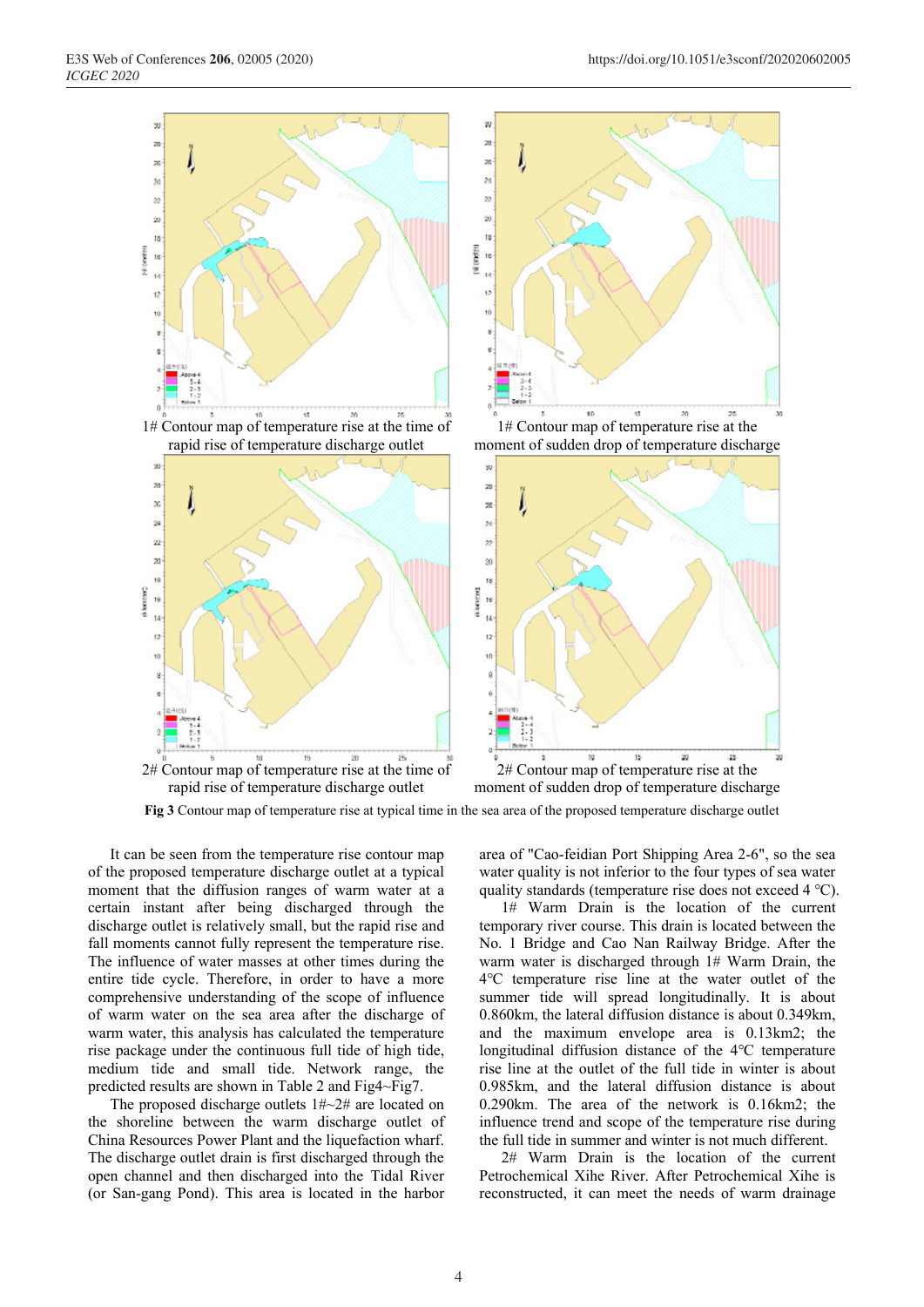1# Contour map of temperature rise at the time of rapid rise of temperature discharge outlet

1# Contour map of temperature rise at the moment of sudden drop of temperature discharge

2# Contour map of temperature rise at the time of rapid rise of temperature discharge outlet

2# Contour map of temperature rise at the moment of sudden drop of temperature discharge

**Fig 3** Contour map of temperature rise at typical time in the sea area of the proposed temperature discharge outlet

It can be seen from the temperature rise contour map of the proposed temperature discharge outlet at a typical moment that the diffusion ranges of warm water at a certain instant after being discharged through the discharge outlet is relatively small, but the rapid rise and fall moments cannot fully represent the temperature rise. The influence of water masses at other times during the entire tide cycle. Therefore, in order to have a more comprehensive understanding of the scope of influence of warm water on the sea area after the discharge of warm water, this analysis has calculated the temperature rise package under the continuous full tide of high tide, medium tide and small tide. Network range, the predicted results are shown in Table 2 and Fig4~Fig7.

The proposed discharge outlets 1#~2# are located on the shoreline between the warm discharge outlet of China Resources Power Plant and the liquefaction wharf. The discharge outlet drain is first discharged through the open channel and then discharged into the Tidal River (or San-gang Pond). This area is located in the harbor area of "Cao-feidian Port Shipping Area 2-6", so the sea water quality is not inferior to the four types of sea water quality standards (temperature rise does not exceed 4 ℃).

1# Warm Drain is the location of the current temporary river course. This drain is located between the No. 1 Bridge and Cao Nan Railway Bridge. After the warm water is discharged through 1# Warm Drain, the 4℃ temperature rise line at the water outlet of the summer tide will spread longitudinally. It is about 0.860km, the lateral diffusion distance is about 0.349km, and the maximum envelope area is 0.13km2; the longitudinal diffusion distance of the 4℃ temperature rise line at the outlet of the full tide in winter is about 0.985km, and the lateral diffusion distance is about 0.290km. The area of the network is 0.16km2; the influence trend and scope of the temperature rise during the full tide in summer and winter is not much different.

2# Warm Drain is the location of the current Petrochemical Xihe River. After Petrochemical Xihe is reconstructed, it can meet the needs of warm drainage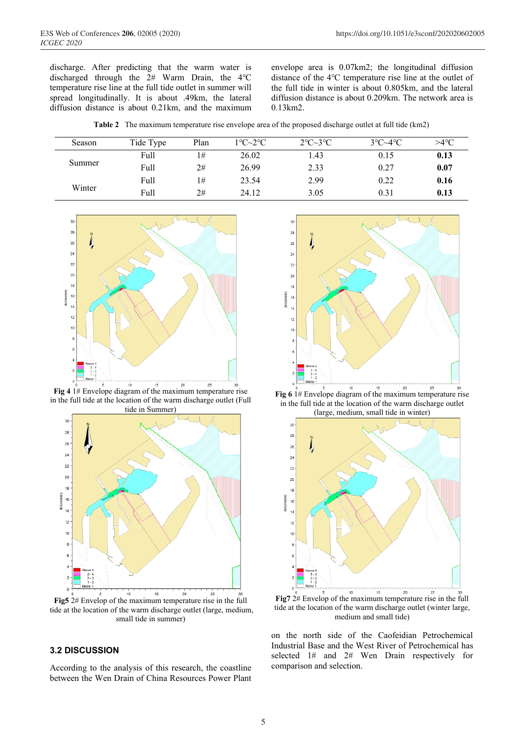discharge. After predicting that the warm water is discharged through the 2# Warm Drain, the 4°C temperature rise line at the full tide outlet in summer will spread longitudinally. It is about .49km, the lateral diffusion distance is about 0.21km, and the maximum envelope area is 0.07km2; the longitudinal diffusion distance of the 4°C temperature rise line at the outlet of the full tide in winter is about 0.805km, and the lateral diffusion distance is about 0.209km. The network area is 0.13km2.

**Table 2** The maximum temperature rise envelope area of the proposed discharge outlet at full tide (km2)

| Season | Tide Type | Plan | 1°C~2°C | 2°C~3°C | 3°C~4°C | >4°C |
|---|---|---|---|---|---|---|
| Summer | Full | 1# | 26.02 | 1.43 | 0.15 | **0.13** |
| | Full | 2# | 26.99 | 2.33 | 0.27 | **0.07** |
| Winter | Full | 1# | 23.54 | 2.99 | 0.22 | **0.16** |
| | Full | 2# | 24.12 | 3.05 | 0.31 | **0.13** |

**Fig 4** 1# Envelope diagram of the maximum temperature rise in the full tide at the location of the warm discharge outlet (Full tide in Summer)

**Fig 6** 1# Envelope diagram of the maximum temperature rise in the full tide at the location of the warm discharge outlet (large, medium, small tide in winter)

**Fig5** 2# Envelop of the maximum temperature rise in the full tide at the location of the warm discharge outlet (large, medium, small tide in summer)

**Fig7** 2# Envelop of the maximum temperature rise in the full tide at the location of the warm discharge outlet (winter large, medium and small tide)

### 3.2 DISCUSSION

According to the analysis of this research, the coastline between the Wen Drain of China Resources Power Plant on the north side of the Caofeidian Petrochemical Industrial Base and the West River of Petrochemical has selected 1# and 2# Wen Drain respectively for comparison and selection.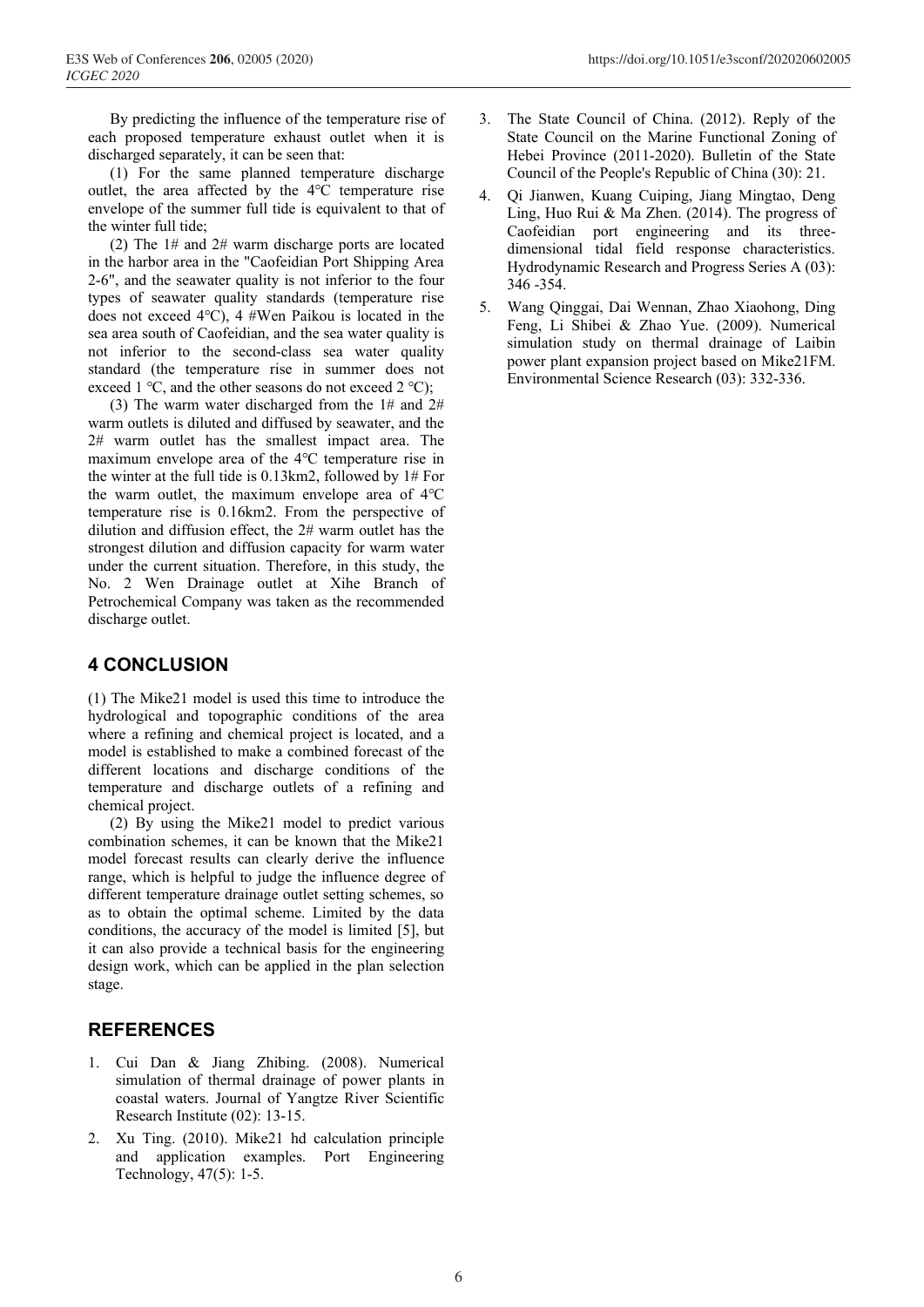By predicting the influence of the temperature rise of each proposed temperature exhaust outlet when it is discharged separately, it can be seen that:

(1) For the same planned temperature discharge outlet, the area affected by the 4℃ temperature rise envelope of the summer full tide is equivalent to that of the winter full tide;

(2) The 1# and 2# warm discharge ports are located in the harbor area in the "Caofeidian Port Shipping Area 2-6", and the seawater quality is not inferior to the four types of seawater quality standards (temperature rise does not exceed 4℃), 4 #Wen Paikou is located in the sea area south of Caofeidian, and the sea water quality is not inferior to the second-class sea water quality standard (the temperature rise in summer does not exceed 1 ℃, and the other seasons do not exceed 2 ℃);

(3) The warm water discharged from the 1# and 2# warm outlets is diluted and diffused by seawater, and the 2# warm outlet has the smallest impact area. The maximum envelope area of the 4℃ temperature rise in the winter at the full tide is 0.13km2, followed by 1# For the warm outlet, the maximum envelope area of 4℃ temperature rise is 0.16km2. From the perspective of dilution and diffusion effect, the 2# warm outlet has the strongest dilution and diffusion capacity for warm water under the current situation. Therefore, in this study, the No. 2 Wen Drainage outlet at Xihe Branch of Petrochemical Company was taken as the recommended discharge outlet.

## 4 CONCLUSION

(1) The Mike21 model is used this time to introduce the hydrological and topographic conditions of the area where a refining and chemical project is located, and a model is established to make a combined forecast of the different locations and discharge conditions of the temperature and discharge outlets of a refining and chemical project.

(2) By using the Mike21 model to predict various combination schemes, it can be known that the Mike21 model forecast results can clearly derive the influence range, which is helpful to judge the influence degree of different temperature drainage outlet setting schemes, so as to obtain the optimal scheme. Limited by the data conditions, the accuracy of the model is limited [5], but it can also provide a technical basis for the engineering design work, which can be applied in the plan selection stage.

## REFERENCES

1. Cui Dan & Jiang Zhibing. (2008). Numerical simulation of thermal drainage of power plants in coastal waters. Journal of Yangtze River Scientific Research Institute (02): 13-15.
2. Xu Ting. (2010). Mike21 hd calculation principle and application examples. Port Engineering Technology, 47(5): 1-5.
3. The State Council of China. (2012). Reply of the State Council on the Marine Functional Zoning of Hebei Province (2011-2020). Bulletin of the State Council of the People's Republic of China (30): 21.
4. Qi Jianwen, Kuang Cuiping, Jiang Mingtao, Deng Ling, Huo Rui & Ma Zhen. (2014). The progress of Caofeidian port engineering and its three-dimensional tidal field response characteristics. Hydrodynamic Research and Progress Series A (03): 346 -354.
5. Wang Qinggai, Dai Wennan, Zhao Xiaohong, Ding Feng, Li Shibei & Zhao Yue. (2009). Numerical simulation study on thermal drainage of Laibin power plant expansion project based on Mike21FM. Environmental Science Research (03): 332-336.